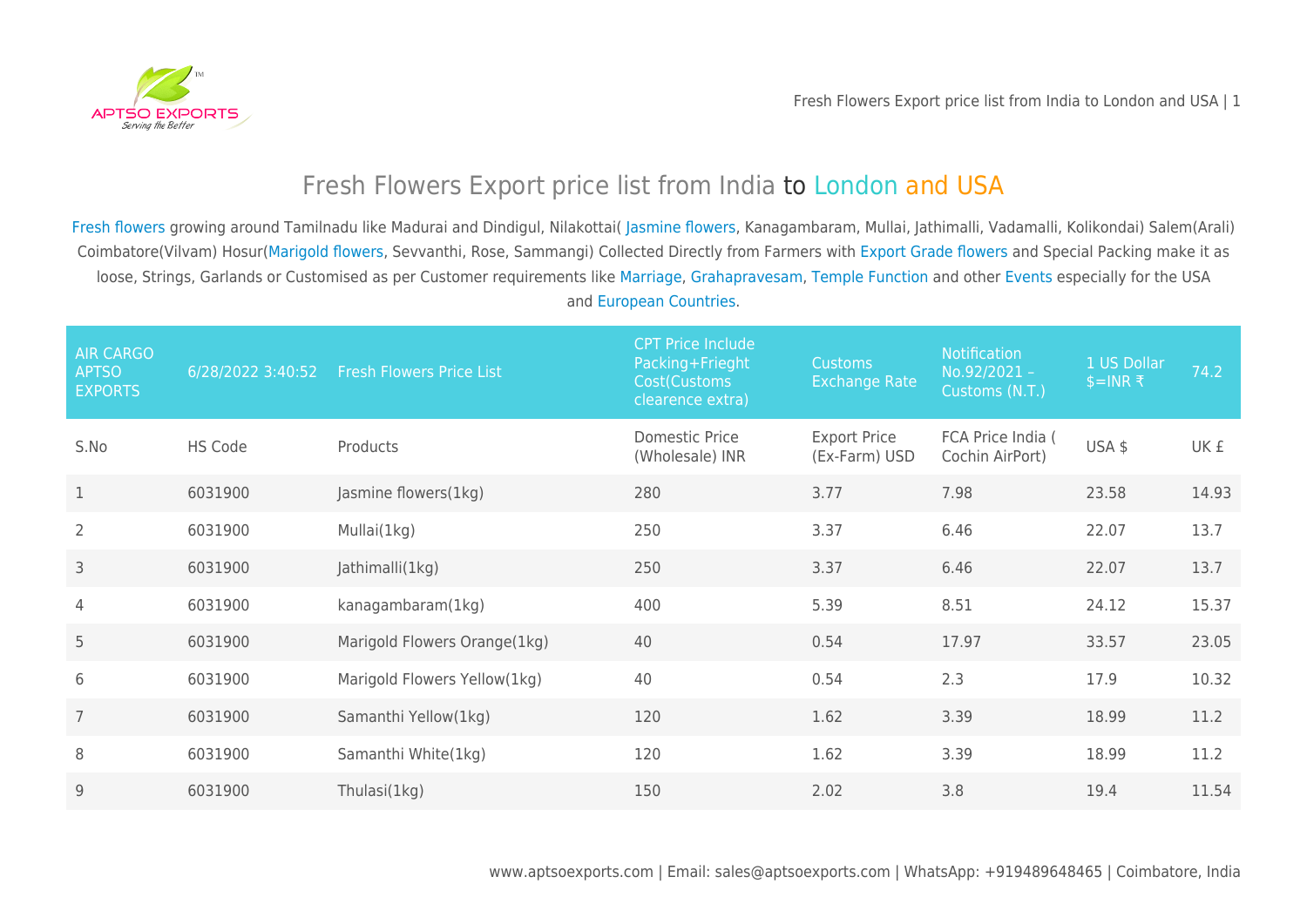# Fresh Flowers Export price list from India to London and USA

Fresh flowers growing around Tamilnadu like Madurai and Dindigul, Nilakottai( Jasmine flowers, Kanagambaram, Mullai, Jathimalli, Vadamalli, Kolikondai) Salem(Arali) Coimbatore(Vilvam) Hosur(Marigold flowers, Sevvanthi, Rose, Sammangi) Collected Directly from Farmers with Export Grade flowers and Special Packing make it as loose, Strings, Garlands or Customised as per Customer requirements like Marriage, Grahapravesam, Temple Function and other Events especially for the USA and European Countries.

| AIR CARGO APTSO EXPORTS | 6/28/2022 3:40:52 | Fresh Flowers Price List | CPT Price Include Packing+Frieght Cost(Customs clearence extra) | Customs Exchange Rate | Notification No.92/2021 – Customs (N.T.) | 1 US Dollar $=INR ₹ | 74.2 |
|---|---|---|---|---|---|---|---|
| S.No | HS Code | Products | Domestic Price (Wholesale) INR | Export Price (Ex-Farm) USD | FCA Price India ( Cochin AirPort) | USA $ | UK £ |
| 1 | 6031900 | Jasmine flowers(1kg) | 280 | 3.77 | 7.98 | 23.58 | 14.93 |
| 2 | 6031900 | Mullai(1kg) | 250 | 3.37 | 6.46 | 22.07 | 13.7 |
| 3 | 6031900 | Jathimalli(1kg) | 250 | 3.37 | 6.46 | 22.07 | 13.7 |
| 4 | 6031900 | kanagambaram(1kg) | 400 | 5.39 | 8.51 | 24.12 | 15.37 |
| 5 | 6031900 | Marigold Flowers Orange(1kg) | 40 | 0.54 | 17.97 | 33.57 | 23.05 |
| 6 | 6031900 | Marigold Flowers Yellow(1kg) | 40 | 0.54 | 2.3 | 17.9 | 10.32 |
| 7 | 6031900 | Samanthi Yellow(1kg) | 120 | 1.62 | 3.39 | 18.99 | 11.2 |
| 8 | 6031900 | Samanthi White(1kg) | 120 | 1.62 | 3.39 | 18.99 | 11.2 |
| 9 | 6031900 | Thulasi(1kg) | 150 | 2.02 | 3.8 | 19.4 | 11.54 |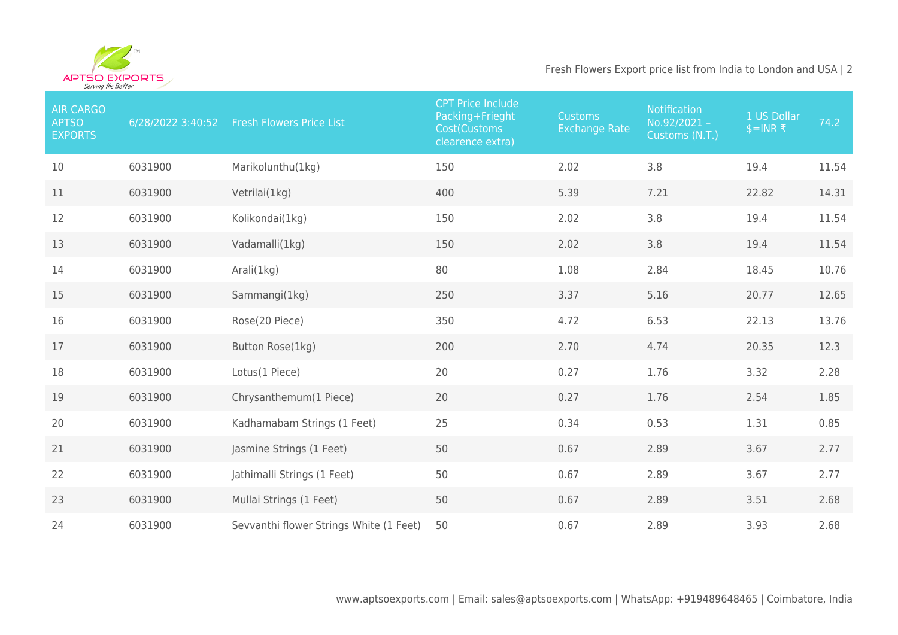| AIR CARGO APTSO EXPORTS | 6/28/2022 3:40:52 | Fresh Flowers Price List | CPT Price Include Packing+Frieght Cost(Customs clearence extra) | Customs Exchange Rate | Notification No.92/2021 – Customs (N.T.) | 1 US Dollar $=INR ₹ | 74.2 |
|---|---|---|---|---|---|---|---|
| 10 | 6031900 | Marikolunthu(1kg) | 150 | 2.02 | 3.8 | 19.4 | 11.54 |
| 11 | 6031900 | Vetrilai(1kg) | 400 | 5.39 | 7.21 | 22.82 | 14.31 |
| 12 | 6031900 | Kolikondai(1kg) | 150 | 2.02 | 3.8 | 19.4 | 11.54 |
| 13 | 6031900 | Vadamalli(1kg) | 150 | 2.02 | 3.8 | 19.4 | 11.54 |
| 14 | 6031900 | Arali(1kg) | 80 | 1.08 | 2.84 | 18.45 | 10.76 |
| 15 | 6031900 | Sammangi(1kg) | 250 | 3.37 | 5.16 | 20.77 | 12.65 |
| 16 | 6031900 | Rose(20 Piece) | 350 | 4.72 | 6.53 | 22.13 | 13.76 |
| 17 | 6031900 | Button Rose(1kg) | 200 | 2.70 | 4.74 | 20.35 | 12.3 |
| 18 | 6031900 | Lotus(1 Piece) | 20 | 0.27 | 1.76 | 3.32 | 2.28 |
| 19 | 6031900 | Chrysanthemum(1 Piece) | 20 | 0.27 | 1.76 | 2.54 | 1.85 |
| 20 | 6031900 | Kadhamabam Strings (1 Feet) | 25 | 0.34 | 0.53 | 1.31 | 0.85 |
| 21 | 6031900 | Jasmine Strings (1 Feet) | 50 | 0.67 | 2.89 | 3.67 | 2.77 |
| 22 | 6031900 | Jathimalli Strings (1 Feet) | 50 | 0.67 | 2.89 | 3.67 | 2.77 |
| 23 | 6031900 | Mullai Strings (1 Feet) | 50 | 0.67 | 2.89 | 3.51 | 2.68 |
| 24 | 6031900 | Sevvanthi flower Strings White (1 Feet) | 50 | 0.67 | 2.89 | 3.93 | 2.68 |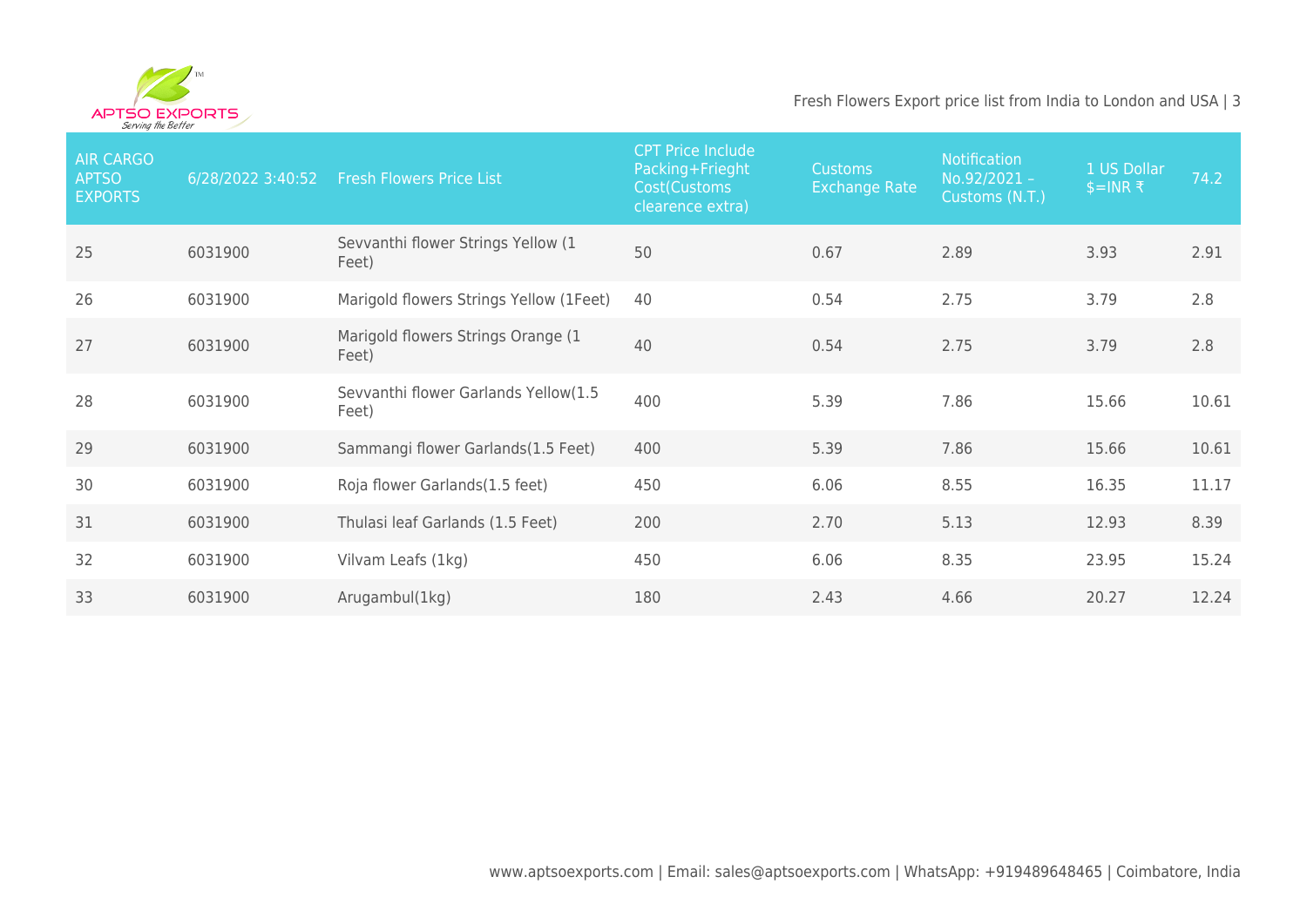| AIR CARGO APTSO EXPORTS | 6/28/2022 3:40:52 | Fresh Flowers Price List | CPT Price Include Packing+Frieght Cost(Customs clearence extra) | Customs Exchange Rate | Notification No.92/2021 – Customs (N.T.) | 1 US Dollar $=INR ₹ | 74.2 |
|---|---|---|---|---|---|---|---|
| 25 | 6031900 | Sevvanthi flower Strings Yellow (1 Feet) | 50 | 0.67 | 2.89 | 3.93 | 2.91 |
| 26 | 6031900 | Marigold flowers Strings Yellow (1Feet) | 40 | 0.54 | 2.75 | 3.79 | 2.8 |
| 27 | 6031900 | Marigold flowers Strings Orange (1 Feet) | 40 | 0.54 | 2.75 | 3.79 | 2.8 |
| 28 | 6031900 | Sevvanthi flower Garlands Yellow(1.5 Feet) | 400 | 5.39 | 7.86 | 15.66 | 10.61 |
| 29 | 6031900 | Sammangi flower Garlands(1.5 Feet) | 400 | 5.39 | 7.86 | 15.66 | 10.61 |
| 30 | 6031900 | Roja flower Garlands(1.5 feet) | 450 | 6.06 | 8.55 | 16.35 | 11.17 |
| 31 | 6031900 | Thulasi leaf Garlands (1.5 Feet) | 200 | 2.70 | 5.13 | 12.93 | 8.39 |
| 32 | 6031900 | Vilvam Leafs (1kg) | 450 | 6.06 | 8.35 | 23.95 | 15.24 |
| 33 | 6031900 | Arugambul(1kg) | 180 | 2.43 | 4.66 | 20.27 | 12.24 |